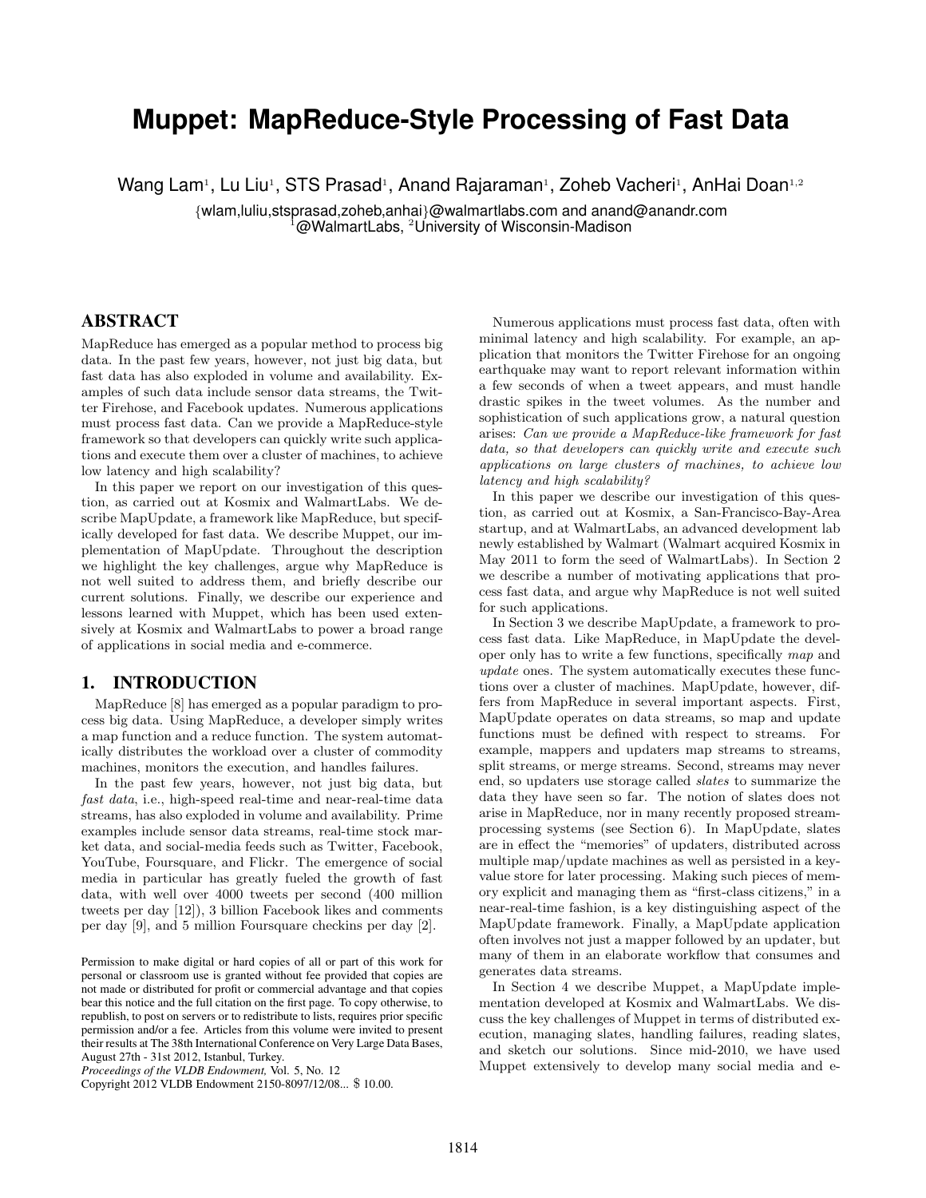# Muppet: MapReduce-Style Processing of Fast Data

Wang Lam[1], Lu Liu[1], STS Prasad[1], Anand Rajaraman[1], Zoheb Vacheri[1], AnHai Doan[1,2]

{wlam,luliu,stsprasad,zoheb,anhai}@walmartlabs.com and anand@anandr.com
[1]@WalmartLabs, [2]University of Wisconsin-Madison

## ABSTRACT

MapReduce has emerged as a popular method to process big data. In the past few years, however, not just big data, but fast data has also exploded in volume and availability. Examples of such data include sensor data streams, the Twitter Firehose, and Facebook updates. Numerous applications must process fast data. Can we provide a MapReduce-style framework so that developers can quickly write such applications and execute them over a cluster of machines, to achieve low latency and high scalability?

In this paper we report on our investigation of this question, as carried out at Kosmix and WalmartLabs. We describe MapUpdate, a framework like MapReduce, but specifically developed for fast data. We describe Muppet, our implementation of MapUpdate. Throughout the description we highlight the key challenges, argue why MapReduce is not well suited to address them, and briefly describe our current solutions. Finally, we describe our experience and lessons learned with Muppet, which has been used extensively at Kosmix and WalmartLabs to power a broad range of applications in social media and e-commerce.

## 1. INTRODUCTION

MapReduce [8] has emerged as a popular paradigm to process big data. Using MapReduce, a developer simply writes a map function and a reduce function. The system automatically distributes the workload over a cluster of commodity machines, monitors the execution, and handles failures.

In the past few years, however, not just big data, but *fast data*, i.e., high-speed real-time and near-real-time data streams, has also exploded in volume and availability. Prime examples include sensor data streams, real-time stock market data, and social-media feeds such as Twitter, Facebook, YouTube, Foursquare, and Flickr. The emergence of social media in particular has greatly fueled the growth of fast data, with well over 4000 tweets per second (400 million tweets per day [12]), 3 billion Facebook likes and comments per day [9], and 5 million Foursquare checkins per day [2].

Permission to make digital or hard copies of all or part of this work for personal or classroom use is granted without fee provided that copies are not made or distributed for profit or commercial advantage and that copies bear this notice and the full citation on the first page. To copy otherwise, to republish, to post on servers or to redistribute to lists, requires prior specific permission and/or a fee. Articles from this volume were invited to present their results at The 38th International Conference on Very Large Data Bases, August 27th - 31st 2012, Istanbul, Turkey.
*Proceedings of the VLDB Endowment,* Vol. 5, No. 12
Copyright 2012 VLDB Endowment 2150-8097/12/08... $ 10.00.

Numerous applications must process fast data, often with minimal latency and high scalability. For example, an application that monitors the Twitter Firehose for an ongoing earthquake may want to report relevant information within a few seconds of when a tweet appears, and must handle drastic spikes in the tweet volumes. As the number and sophistication of such applications grow, a natural question arises: *Can we provide a MapReduce-like framework for fast data, so that developers can quickly write and execute such applications on large clusters of machines, to achieve low latency and high scalability?*

In this paper we describe our investigation of this question, as carried out at Kosmix, a San-Francisco-Bay-Area startup, and at WalmartLabs, an advanced development lab newly established by Walmart (Walmart acquired Kosmix in May 2011 to form the seed of WalmartLabs). In Section 2 we describe a number of motivating applications that process fast data, and argue why MapReduce is not well suited for such applications.

In Section 3 we describe MapUpdate, a framework to process fast data. Like MapReduce, in MapUpdate the developer only has to write a few functions, specifically *map* and *update* ones. The system automatically executes these functions over a cluster of machines. MapUpdate, however, differs from MapReduce in several important aspects. First, MapUpdate operates on data streams, so map and update functions must be defined with respect to streams. For example, mappers and updaters map streams to streams, split streams, or merge streams. Second, streams may never end, so updaters use storage called *slates* to summarize the data they have seen so far. The notion of slates does not arise in MapReduce, nor in many recently proposed stream-processing systems (see Section 6). In MapUpdate, slates are in effect the "memories" of updaters, distributed across multiple map/update machines as well as persisted in a key-value store for later processing. Making such pieces of memory explicit and managing them as "first-class citizens," in a near-real-time fashion, is a key distinguishing aspect of the MapUpdate framework. Finally, a MapUpdate application often involves not just a mapper followed by an updater, but many of them in an elaborate workflow that consumes and generates data streams.

In Section 4 we describe Muppet, a MapUpdate implementation developed at Kosmix and WalmartLabs. We discuss the key challenges of Muppet in terms of distributed execution, managing slates, handling failures, reading slates, and sketch our solutions. Since mid-2010, we have used Muppet extensively to develop many social media and e-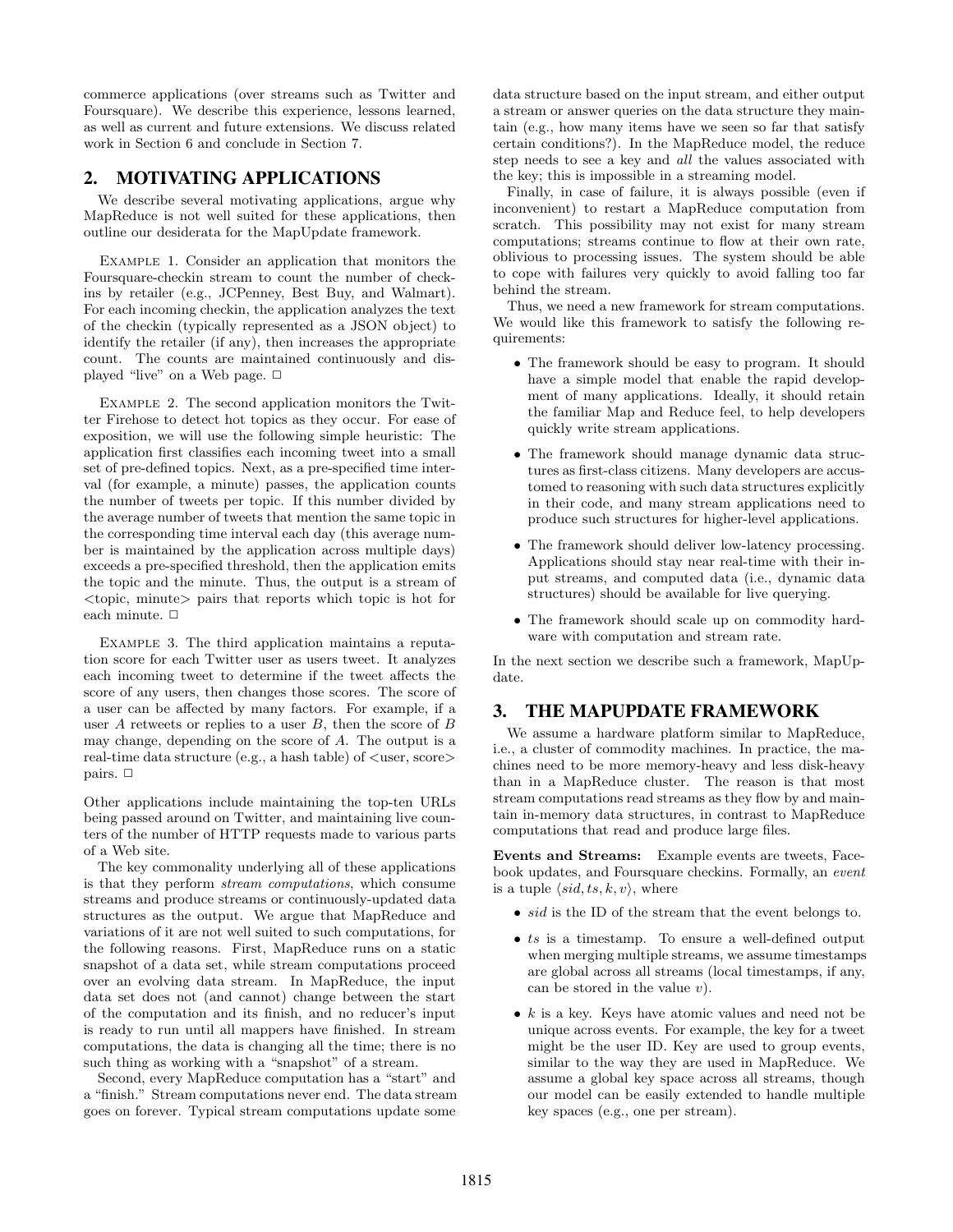commerce applications (over streams such as Twitter and Foursquare). We describe this experience, lessons learned, as well as current and future extensions. We discuss related work in Section 6 and conclude in Section 7.

## 2. MOTIVATING APPLICATIONS

We describe several motivating applications, argue why MapReduce is not well suited for these applications, then outline our desiderata for the MapUpdate framework.

Example 1. Consider an application that monitors the Foursquare-checkin stream to count the number of checkins by retailer (e.g., JCPenney, Best Buy, and Walmart). For each incoming checkin, the application analyzes the text of the checkin (typically represented as a JSON object) to identify the retailer (if any), then increases the appropriate count. The counts are maintained continuously and displayed "live" on a Web page. □

Example 2. The second application monitors the Twitter Firehose to detect hot topics as they occur. For ease of exposition, we will use the following simple heuristic: The application first classifies each incoming tweet into a small set of pre-defined topics. Next, as a pre-specified time interval (for example, a minute) passes, the application counts the number of tweets per topic. If this number divided by the average number of tweets that mention the same topic in the corresponding time interval each day (this average number is maintained by the application across multiple days) exceeds a pre-specified threshold, then the application emits the topic and the minute. Thus, the output is a stream of <topic, minute> pairs that reports which topic is hot for each minute. □

Example 3. The third application maintains a reputation score for each Twitter user as users tweet. It analyzes each incoming tweet to determine if the tweet affects the score of any users, then changes those scores. The score of a user can be affected by many factors. For example, if a user $A$ retweets or replies to a user $B$, then the score of $B$ may change, depending on the score of $A$. The output is a real-time data structure (e.g., a hash table) of <user, score> pairs. □

Other applications include maintaining the top-ten URLs being passed around on Twitter, and maintaining live counters of the number of HTTP requests made to various parts of a Web site.

The key commonality underlying all of these applications is that they perform *stream computations*, which consume streams and produce streams or continuously-updated data structures as the output. We argue that MapReduce and variations of it are not well suited to such computations, for the following reasons. First, MapReduce runs on a static snapshot of a data set, while stream computations proceed over an evolving data stream. In MapReduce, the input data set does not (and cannot) change between the start of the computation and its finish, and no reducer's input is ready to run until all mappers have finished. In stream computations, the data is changing all the time; there is no such thing as working with a "snapshot" of a stream.

Second, every MapReduce computation has a "start" and a "finish." Stream computations never end. The data stream goes on forever. Typical stream computations update some data structure based on the input stream, and either output a stream or answer queries on the data structure they maintain (e.g., how many items have we seen so far that satisfy certain conditions?). In the MapReduce model, the reduce step needs to see a key and *all* the values associated with the key; this is impossible in a streaming model.

Finally, in case of failure, it is always possible (even if inconvenient) to restart a MapReduce computation from scratch. This possibility may not exist for many stream computations; streams continue to flow at their own rate, oblivious to processing issues. The system should be able to cope with failures very quickly to avoid falling too far behind the stream.

Thus, we need a new framework for stream computations. We would like this framework to satisfy the following requirements:

- The framework should be easy to program. It should have a simple model that enable the rapid development of many applications. Ideally, it should retain the familiar Map and Reduce feel, to help developers quickly write stream applications.
- The framework should manage dynamic data structures as first-class citizens. Many developers are accustomed to reasoning with such data structures explicitly in their code, and many stream applications need to produce such structures for higher-level applications.
- The framework should deliver low-latency processing. Applications should stay near real-time with their input streams, and computed data (i.e., dynamic data structures) should be available for live querying.
- The framework should scale up on commodity hardware with computation and stream rate.

In the next section we describe such a framework, MapUpdate.

## 3. THE MAPUPDATE FRAMEWORK

We assume a hardware platform similar to MapReduce, i.e., a cluster of commodity machines. In practice, the machines need to be more memory-heavy and less disk-heavy than in a MapReduce cluster. The reason is that most stream computations read streams as they flow by and maintain in-memory data structures, in contrast to MapReduce computations that read and produce large files.

**Events and Streams:** Example events are tweets, Facebook updates, and Foursquare checkins. Formally, an *event* is a tuple $\langle sid, ts, k, v\rangle$, where

- $sid$ is the ID of the stream that the event belongs to.
- $ts$ is a timestamp. To ensure a well-defined output when merging multiple streams, we assume timestamps are global across all streams (local timestamps, if any, can be stored in the value $v$).
- $k$ is a key. Keys have atomic values and need not be unique across events. For example, the key for a tweet might be the user ID. Key are used to group events, similar to the way they are used in MapReduce. We assume a global key space across all streams, though our model can be easily extended to handle multiple key spaces (e.g., one per stream).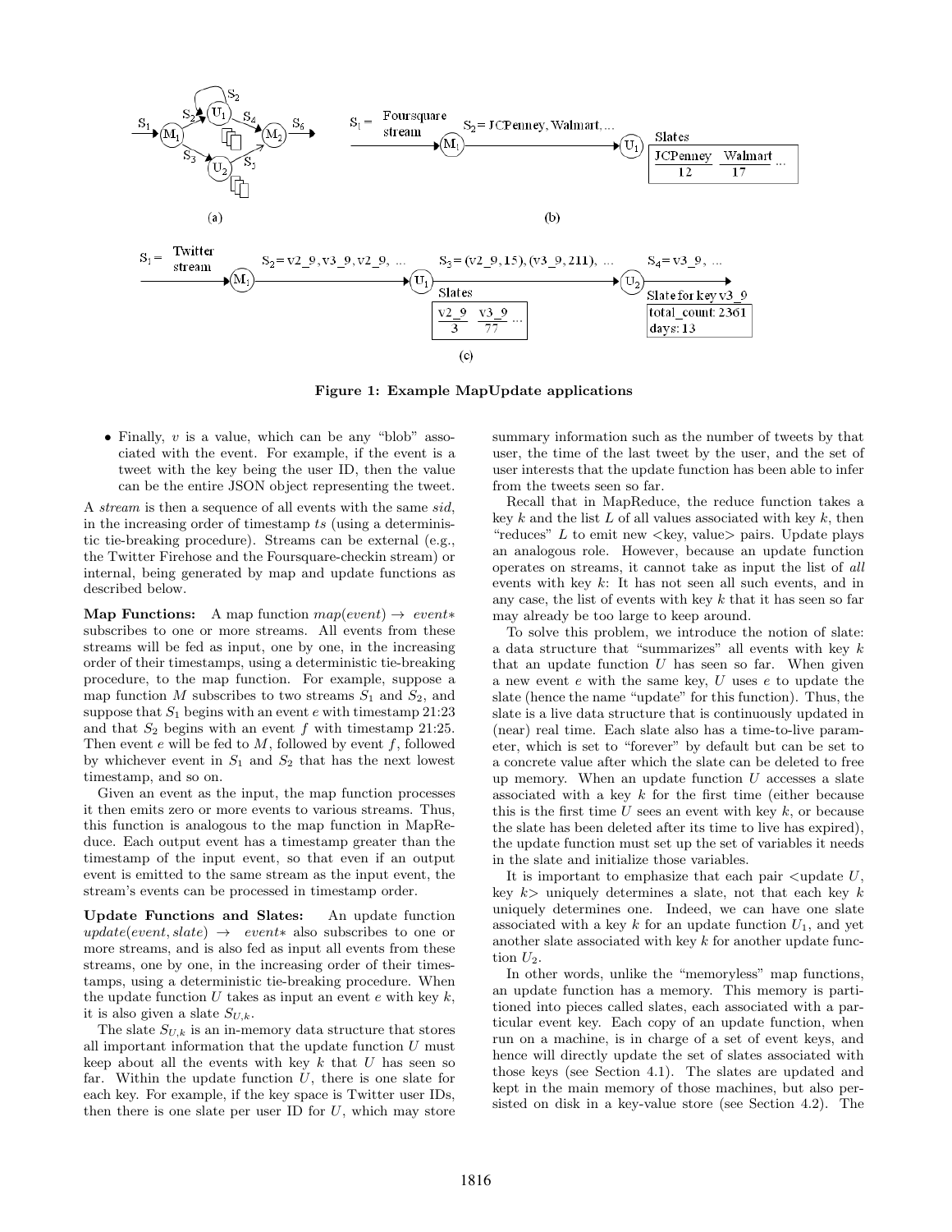Figure 1: Example MapUpdate applications

- Finally, $v$ is a value, which can be any "blob" associated with the event. For example, if the event is a tweet with the key being the user ID, then the value can be the entire JSON object representing the tweet.

A *stream* is then a sequence of all events with the same *sid*, in the increasing order of timestamp *ts* (using a deterministic tie-breaking procedure). Streams can be external (e.g., the Twitter Firehose and the Foursquare-checkin stream) or internal, being generated by map and update functions as described below.

**Map Functions:** A map function $map(event) \rightarrow event*$ subscribes to one or more streams. All events from these streams will be fed as input, one by one, in the increasing order of their timestamps, using a deterministic tie-breaking procedure, to the map function. For example, suppose a map function $M$ subscribes to two streams $S_1$ and $S_2$, and suppose that $S_1$ begins with an event $e$ with timestamp 21:23 and that $S_2$ begins with an event $f$ with timestamp 21:25. Then event $e$ will be fed to $M$, followed by event $f$, followed by whichever event in $S_1$ and $S_2$ that has the next lowest timestamp, and so on.

Given an event as the input, the map function processes it then emits zero or more events to various streams. Thus, this function is analogous to the map function in MapReduce. Each output event has a timestamp greater than the timestamp of the input event, so that even if an output event is emitted to the same stream as the input event, the stream's events can be processed in timestamp order.

**Update Functions and Slates:** An update function $update(event, slate) \rightarrow event*$ also subscribes to one or more streams, and is also fed as input all events from these streams, one by one, in the increasing order of their timestamps, using a deterministic tie-breaking procedure. When the update function $U$ takes as input an event $e$ with key $k$, it is also given a slate $S_{U,k}$.

The slate $S_{U,k}$ is an in-memory data structure that stores all important information that the update function $U$ must keep about all the events with key $k$ that $U$ has seen so far. Within the update function $U$, there is one slate for each key. For example, if the key space is Twitter user IDs, then there is one slate per user ID for $U$, which may store summary information such as the number of tweets by that user, the time of the last tweet by the user, and the set of user interests that the update function has been able to infer from the tweets seen so far.

Recall that in MapReduce, the reduce function takes a key $k$ and the list $L$ of all values associated with key $k$, then "reduces" $L$ to emit new <key, value> pairs. Update plays an analogous role. However, because an update function operates on streams, it cannot take as input the list of *all* events with key $k$: It has not seen all such events, and in any case, the list of events with key $k$ that it has seen so far may already be too large to keep around.

To solve this problem, we introduce the notion of slate: a data structure that "summarizes" all events with key $k$ that an update function $U$ has seen so far. When given a new event $e$ with the same key, $U$ uses $e$ to update the slate (hence the name "update" for this function). Thus, the slate is a live data structure that is continuously updated in (near) real time. Each slate also has a time-to-live parameter, which is set to "forever" by default but can be set to a concrete value after which the slate can be deleted to free up memory. When an update function $U$ accesses a slate associated with a key $k$ for the first time (either because this is the first time $U$ sees an event with key $k$, or because the slate has been deleted after its time to live has expired), the update function must set up the set of variables it needs in the slate and initialize those variables.

It is important to emphasize that each pair <update $U$, key $k$> uniquely determines a slate, not that each key $k$ uniquely determines one. Indeed, we can have one slate associated with a key $k$ for an update function $U_1$, and yet another slate associated with key $k$ for another update function $U_2$.

In other words, unlike the "memoryless" map functions, an update function has a memory. This memory is partitioned into pieces called slates, each associated with a particular event key. Each copy of an update function, when run on a machine, is in charge of a set of event keys, and hence will directly update the set of slates associated with those keys (see Section 4.1). The slates are updated and kept in the main memory of those machines, but also persisted on disk in a key-value store (see Section 4.2). The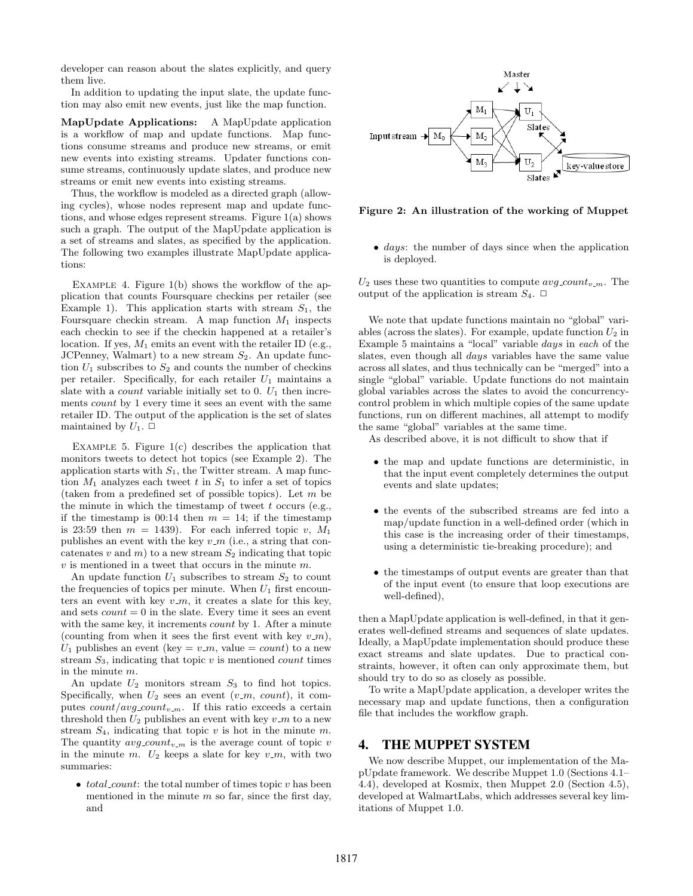developer can reason about the slates explicitly, and query them live.

In addition to updating the input slate, the update function may also emit new events, just like the map function.

**MapUpdate Applications:** A MapUpdate application is a workflow of map and update functions. Map functions consume streams and produce new streams, or emit new events into existing streams. Updater functions consume streams, continuously update slates, and produce new streams or emit new events into existing streams.

Thus, the workflow is modeled as a directed graph (allowing cycles), whose nodes represent map and update functions, and whose edges represent streams. Figure 1(a) shows such a graph. The output of the MapUpdate application is a set of streams and slates, as specified by the application. The following two examples illustrate MapUpdate applications:

EXAMPLE 4. Figure 1(b) shows the workflow of the application that counts Foursquare checkins per retailer (see Example 1). This application starts with stream $S_1$, the Foursquare checkin stream. A map function $M_1$ inspects each checkin to see if the checkin happened at a retailer's location. If yes, $M_1$ emits an event with the retailer ID (e.g., JCPenney, Walmart) to a new stream $S_2$. An update function $U_1$ subscribes to $S_2$ and counts the number of checkins per retailer. Specifically, for each retailer $U_1$ maintains a slate with a *count* variable initially set to 0. $U_1$ then increments *count* by 1 every time it sees an event with the same retailer ID. The output of the application is the set of slates maintained by $U_1$. □

EXAMPLE 5. Figure 1(c) describes the application that monitors tweets to detect hot topics (see Example 2). The application starts with $S_1$, the Twitter stream. A map function $M_1$ analyzes each tweet $t$ in $S_1$ to infer a set of topics (taken from a predefined set of possible topics). Let $m$ be the minute in which the timestamp of tweet $t$ occurs (e.g., if the timestamp is 00:14 then $m = 14$; if the timestamp is 23:59 then $m = 1439$). For each inferred topic $v$, $M_1$ publishes an event with the key $v\_m$ (i.e., a string that concatenates $v$ and $m$) to a new stream $S_2$ indicating that topic $v$ is mentioned in a tweet that occurs in the minute $m$.

An update function $U_1$ subscribes to stream $S_2$ to count the frequencies of topics per minute. When $U_1$ first encounters an event with key $v\_m$, it creates a slate for this key, and sets $count = 0$ in the slate. Every time it sees an event with the same key, it increments *count* by 1. After a minute (counting from when it sees the first event with key $v\_m$), $U_1$ publishes an event (key = $v\_m$, value = *count*) to a new stream $S_3$, indicating that topic $v$ is mentioned *count* times in the minute $m$.

An update $U_2$ monitors stream $S_3$ to find hot topics. Specifically, when $U_2$ sees an event ($v\_m$, *count*), it computes $count/avg\_count_{v\_m}$. If this ratio exceeds a certain threshold then $U_2$ publishes an event with key $v\_m$ to a new stream $S_4$, indicating that topic $v$ is hot in the minute $m$. The quantity $avg\_count_{v\_m}$ is the average count of topic $v$ in the minute $m$. $U_2$ keeps a slate for key $v\_m$, with two summaries:

- *total_count*: the total number of times topic $v$ has been mentioned in the minute $m$ so far, since the first day, and
- *days*: the number of days since when the application is deployed.

$U_2$ uses these two quantities to compute $avg\_count_{v\_m}$. The output of the application is stream $S_4$. □

Figure 2: An illustration of the working of Muppet

We note that update functions maintain no "global" variables (across the slates). For example, update function $U_2$ in Example 5 maintains a "local" variable *days* in *each* of the slates, even though all *days* variables have the same value across all slates, and thus technically can be "merged" into a single "global" variable. Update functions do not maintain global variables across the slates to avoid the concurrency-control problem in which multiple copies of the same update functions, run on different machines, all attempt to modify the same "global" variables at the same time.

As described above, it is not difficult to show that if

- the map and update functions are deterministic, in that the input event completely determines the output events and slate updates;
- the events of the subscribed streams are fed into a map/update function in a well-defined order (which in this case is the increasing order of their timestamps, using a deterministic tie-breaking procedure); and
- the timestamps of output events are greater than that of the input event (to ensure that loop executions are well-defined),

then a MapUpdate application is well-defined, in that it generates well-defined streams and sequences of slate updates. Ideally, a MapUpdate implementation should produce these exact streams and slate updates. Due to practical constraints, however, it often can only approximate them, but should try to do so as closely as possible.

To write a MapUpdate application, a developer writes the necessary map and update functions, then a configuration file that includes the workflow graph.

# 4. THE MUPPET SYSTEM

We now describe Muppet, our implementation of the MapUpdate framework. We describe Muppet 1.0 (Sections 4.1–4.4), developed at Kosmix, then Muppet 2.0 (Section 4.5), developed at WalmartLabs, which addresses several key limitations of Muppet 1.0.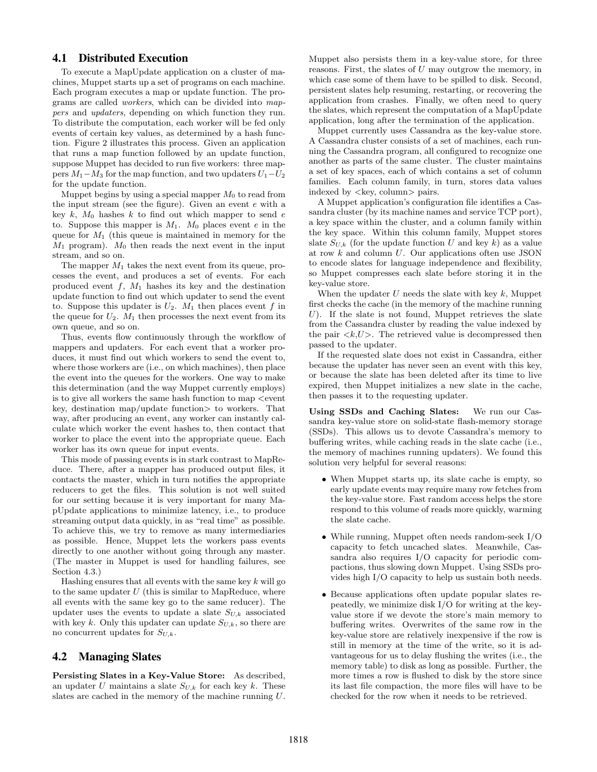## 4.1 Distributed Execution

To execute a MapUpdate application on a cluster of machines, Muppet starts up a set of programs on each machine. Each program executes a map or update function. The programs are called *workers*, which can be divided into *mappers* and *updaters*, depending on which function they run. To distribute the computation, each worker will be fed only events of certain key values, as determined by a hash function. Figure 2 illustrates this process. Given an application that runs a map function followed by an update function, suppose Muppet has decided to run five workers: three mappers $M_1 - M_3$ for the map function, and two updaters $U_1 - U_2$ for the update function.

Muppet begins by using a special mapper $M_0$ to read from the input stream (see the figure). Given an event $e$ with a key $k$, $M_0$ hashes $k$ to find out which mapper to send $e$ to. Suppose this mapper is $M_1$. $M_0$ places event $e$ in the queue for $M_1$ (this queue is maintained in memory for the $M_1$ program). $M_0$ then reads the next event in the input stream, and so on.

The mapper $M_1$ takes the next event from its queue, processes the event, and produces a set of events. For each produced event $f$, $M_1$ hashes its key and the destination update function to find out which updater to send the event to. Suppose this updater is $U_2$. $M_1$ then places event $f$ in the queue for $U_2$. $M_1$ then processes the next event from its own queue, and so on.

Thus, events flow continuously through the workflow of mappers and updaters. For each event that a worker produces, it must find out which workers to send the event to, where those workers are (i.e., on which machines), then place the event into the queues for the workers. One way to make this determination (and the way Muppet currently employs) is to give all workers the same hash function to map <event key, destination map/update function> to workers. That way, after producing an event, any worker can instantly calculate which worker the event hashes to, then contact that worker to place the event into the appropriate queue. Each worker has its own queue for input events.

This mode of passing events is in stark contrast to MapReduce. There, after a mapper has produced output files, it contacts the master, which in turn notifies the appropriate reducers to get the files. This solution is not well suited for our setting because it is very important for many MapUpdate applications to minimize latency, i.e., to produce streaming output data quickly, in as "real time" as possible. To achieve this, we try to remove as many intermediaries as possible. Hence, Muppet lets the workers pass events directly to one another without going through any master. (The master in Muppet is used for handling failures, see Section 4.3.)

Hashing ensures that all events with the same key $k$ will go to the same updater $U$ (this is similar to MapReduce, where all events with the same key go to the same reducer). The updater uses the events to update a slate $S_{U,k}$ associated with key $k$. Only this updater can update $S_{U,k}$, so there are no concurrent updates for $S_{U,k}$.

## 4.2 Managing Slates

**Persisting Slates in a Key-Value Store:** As described, an updater $U$ maintains a slate $S_{U,k}$ for each key $k$. These slates are cached in the memory of the machine running $U$. Muppet also persists them in a key-value store, for three reasons. First, the slates of $U$ may outgrow the memory, in which case some of them have to be spilled to disk. Second, persistent slates help resuming, restarting, or recovering the application from crashes. Finally, we often need to query the slates, which represent the computation of a MapUpdate application, long after the termination of the application.

Muppet currently uses Cassandra as the key-value store. A Cassandra cluster consists of a set of machines, each running the Cassandra program, all configured to recognize one another as parts of the same cluster. The cluster maintains a set of key spaces, each of which contains a set of column families. Each column family, in turn, stores data values indexed by <key, column> pairs.

A Muppet application's configuration file identifies a Cassandra cluster (by its machine names and service TCP port), a key space within the cluster, and a column family within the key space. Within this column family, Muppet stores slate $S_{U,k}$ (for the update function $U$ and key $k$) as a value at row $k$ and column $U$. Our applications often use JSON to encode slates for language independence and flexibility, so Muppet compresses each slate before storing it in the key-value store.

When the updater $U$ needs the slate with key $k$, Muppet first checks the cache (in the memory of the machine running $U$). If the slate is not found, Muppet retrieves the slate from the Cassandra cluster by reading the value indexed by the pair $<k,U>$. The retrieved value is decompressed then passed to the updater.

If the requested slate does not exist in Cassandra, either because the updater has never seen an event with this key, or because the slate has been deleted after its time to live expired, then Muppet initializes a new slate in the cache, then passes it to the requesting updater.

**Using SSDs and Caching Slates:** We run our Cassandra key-value store on solid-state flash-memory storage (SSDs). This allows us to devote Cassandra's memory to buffering writes, while caching reads in the slate cache (i.e., the memory of machines running updaters). We found this solution very helpful for several reasons:

- When Muppet starts up, its slate cache is empty, so early update events may require many row fetches from the key-value store. Fast random access helps the store respond to this volume of reads more quickly, warming the slate cache.
- While running, Muppet often needs random-seek I/O capacity to fetch uncached slates. Meanwhile, Cassandra also requires I/O capacity for periodic compactions, thus slowing down Muppet. Using SSDs provides high I/O capacity to help us sustain both needs.
- Because applications often update popular slates repeatedly, we minimize disk I/O for writing at the key-value store if we devote the store's main memory to buffering writes. Overwrites of the same row in the key-value store are relatively inexpensive if the row is still in memory at the time of the write, so it is advantageous for us to delay flushing the writes (i.e., the memory table) to disk as long as possible. Further, the more times a row is flushed to disk by the store since its last file compaction, the more files will have to be checked for the row when it needs to be retrieved.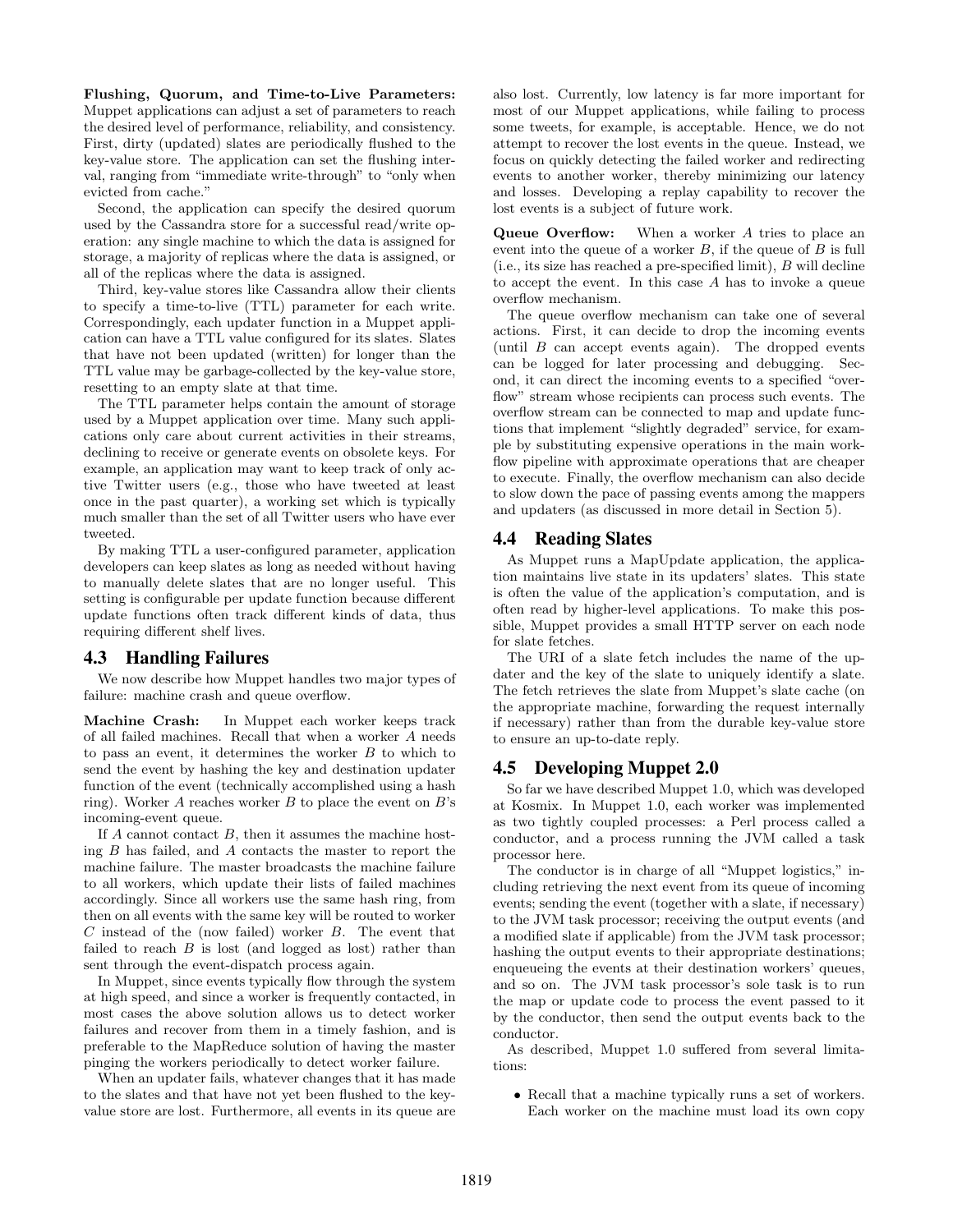**Flushing, Quorum, and Time-to-Live Parameters:** Muppet applications can adjust a set of parameters to reach the desired level of performance, reliability, and consistency. First, dirty (updated) slates are periodically flushed to the key-value store. The application can set the flushing interval, ranging from "immediate write-through" to "only when evicted from cache."

Second, the application can specify the desired quorum used by the Cassandra store for a successful read/write operation: any single machine to which the data is assigned for storage, a majority of replicas where the data is assigned, or all of the replicas where the data is assigned.

Third, key-value stores like Cassandra allow their clients to specify a time-to-live (TTL) parameter for each write. Correspondingly, each updater function in a Muppet application can have a TTL value configured for its slates. Slates that have not been updated (written) for longer than the TTL value may be garbage-collected by the key-value store, resetting to an empty slate at that time.

The TTL parameter helps contain the amount of storage used by a Muppet application over time. Many such applications only care about current activities in their streams, declining to receive or generate events on obsolete keys. For example, an application may want to keep track of only active Twitter users (e.g., those who have tweeted at least once in the past quarter), a working set which is typically much smaller than the set of all Twitter users who have ever tweeted.

By making TTL a user-configured parameter, application developers can keep slates as long as needed without having to manually delete slates that are no longer useful. This setting is configurable per update function because different update functions often track different kinds of data, thus requiring different shelf lives.

## 4.3 Handling Failures

We now describe how Muppet handles two major types of failure: machine crash and queue overflow.

**Machine Crash:** In Muppet each worker keeps track of all failed machines. Recall that when a worker $A$ needs to pass an event, it determines the worker $B$ to which to send the event by hashing the key and destination updater function of the event (technically accomplished using a hash ring). Worker $A$ reaches worker $B$ to place the event on $B$'s incoming-event queue.

If $A$ cannot contact $B$, then it assumes the machine hosting $B$ has failed, and $A$ contacts the master to report the machine failure. The master broadcasts the machine failure to all workers, which update their lists of failed machines accordingly. Since all workers use the same hash ring, from then on all events with the same key will be routed to worker $C$ instead of the (now failed) worker $B$. The event that failed to reach $B$ is lost (and logged as lost) rather than sent through the event-dispatch process again.

In Muppet, since events typically flow through the system at high speed, and since a worker is frequently contacted, in most cases the above solution allows us to detect worker failures and recover from them in a timely fashion, and is preferable to the MapReduce solution of having the master pinging the workers periodically to detect worker failure.

When an updater fails, whatever changes that it has made to the slates and that have not yet been flushed to the key-value store are lost. Furthermore, all events in its queue are also lost. Currently, low latency is far more important for most of our Muppet applications, while failing to process some tweets, for example, is acceptable. Hence, we do not attempt to recover the lost events in the queue. Instead, we focus on quickly detecting the failed worker and redirecting events to another worker, thereby minimizing our latency and losses. Developing a replay capability to recover the lost events is a subject of future work.

**Queue Overflow:** When a worker $A$ tries to place an event into the queue of a worker $B$, if the queue of $B$ is full (i.e., its size has reached a pre-specified limit), $B$ will decline to accept the event. In this case $A$ has to invoke a queue overflow mechanism.

The queue overflow mechanism can take one of several actions. First, it can decide to drop the incoming events (until $B$ can accept events again). The dropped events can be logged for later processing and debugging. Second, it can direct the incoming events to a specified "overflow" stream whose recipients can process such events. The overflow stream can be connected to map and update functions that implement "slightly degraded" service, for example by substituting expensive operations in the main workflow pipeline with approximate operations that are cheaper to execute. Finally, the overflow mechanism can also decide to slow down the pace of passing events among the mappers and updaters (as discussed in more detail in Section 5).

## 4.4 Reading Slates

As Muppet runs a MapUpdate application, the application maintains live state in its updaters' slates. This state is often the value of the application's computation, and is often read by higher-level applications. To make this possible, Muppet provides a small HTTP server on each node for slate fetches.

The URI of a slate fetch includes the name of the updater and the key of the slate to uniquely identify a slate. The fetch retrieves the slate from Muppet's slate cache (on the appropriate machine, forwarding the request internally if necessary) rather than from the durable key-value store to ensure an up-to-date reply.

## 4.5 Developing Muppet 2.0

So far we have described Muppet 1.0, which was developed at Kosmix. In Muppet 1.0, each worker was implemented as two tightly coupled processes: a Perl process called a conductor, and a process running the JVM called a task processor here.

The conductor is in charge of all "Muppet logistics," including retrieving the next event from its queue of incoming events; sending the event (together with a slate, if necessary) to the JVM task processor; receiving the output events (and a modified slate if applicable) from the JVM task processor; hashing the output events to their appropriate destinations; enqueueing the events at their destination workers' queues, and so on. The JVM task processor's sole task is to run the map or update code to process the event passed to it by the conductor, then send the output events back to the conductor.

As described, Muppet 1.0 suffered from several limitations:

- Recall that a machine typically runs a set of workers. Each worker on the machine must load its own copy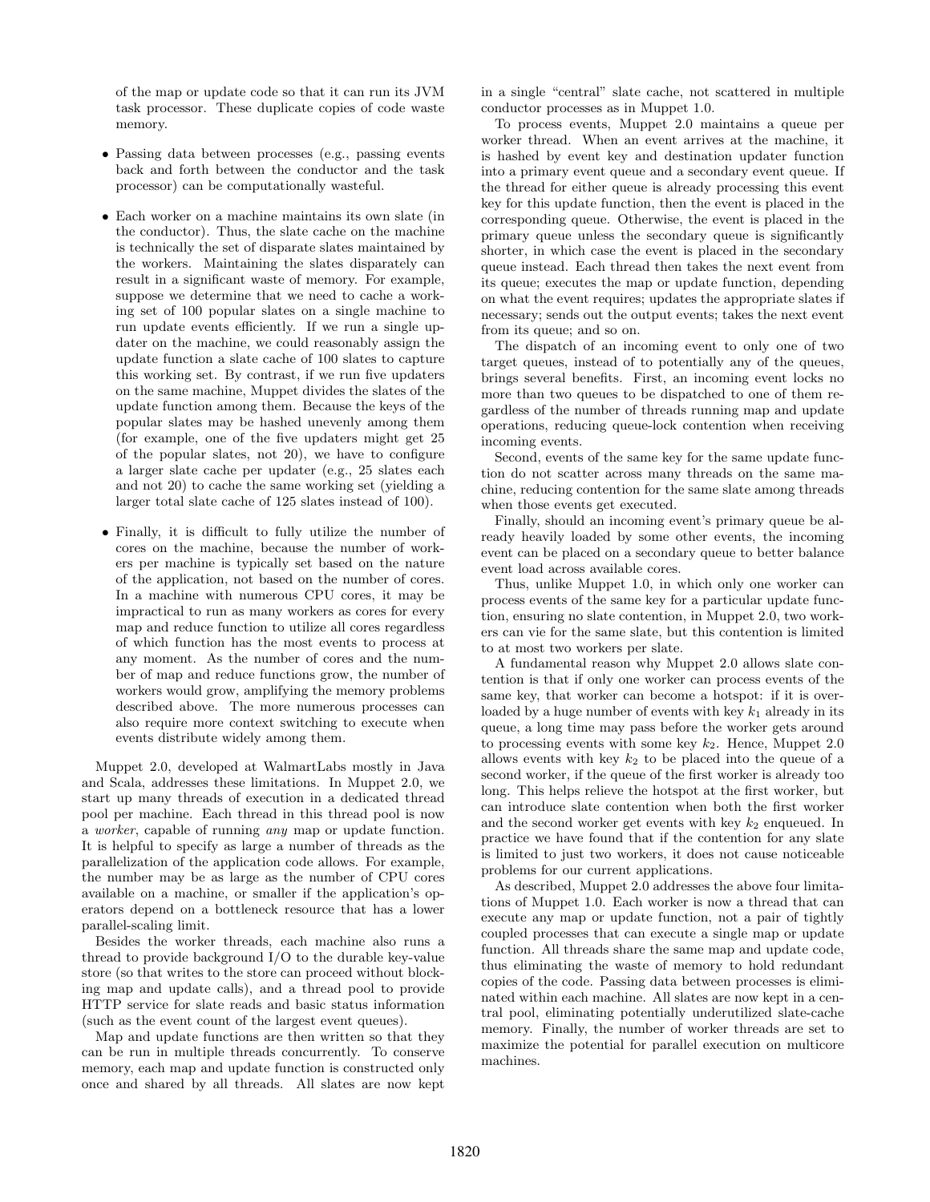of the map or update code so that it can run its JVM task processor. These duplicate copies of code waste memory.

- Passing data between processes (e.g., passing events back and forth between the conductor and the task processor) can be computationally wasteful.
- Each worker on a machine maintains its own slate (in the conductor). Thus, the slate cache on the machine is technically the set of disparate slates maintained by the workers. Maintaining the slates disparately can result in a significant waste of memory. For example, suppose we determine that we need to cache a working set of 100 popular slates on a single machine to run update events efficiently. If we run a single updater on the machine, we could reasonably assign the update function a slate cache of 100 slates to capture this working set. By contrast, if we run five updaters on the same machine, Muppet divides the slates of the update function among them. Because the keys of the popular slates may be hashed unevenly among them (for example, one of the five updaters might get 25 of the popular slates, not 20), we have to configure a larger slate cache per updater (e.g., 25 slates each and not 20) to cache the same working set (yielding a larger total slate cache of 125 slates instead of 100).
- Finally, it is difficult to fully utilize the number of cores on the machine, because the number of workers per machine is typically set based on the nature of the application, not based on the number of cores. In a machine with numerous CPU cores, it may be impractical to run as many workers as cores for every map and reduce function to utilize all cores regardless of which function has the most events to process at any moment. As the number of cores and the number of map and reduce functions grow, the number of workers would grow, amplifying the memory problems described above. The more numerous processes can also require more context switching to execute when events distribute widely among them.

Muppet 2.0, developed at WalmartLabs mostly in Java and Scala, addresses these limitations. In Muppet 2.0, we start up many threads of execution in a dedicated thread pool per machine. Each thread in this thread pool is now a *worker*, capable of running *any* map or update function. It is helpful to specify as large a number of threads as the parallelization of the application code allows. For example, the number may be as large as the number of CPU cores available on a machine, or smaller if the application's operators depend on a bottleneck resource that has a lower parallel-scaling limit.

Besides the worker threads, each machine also runs a thread to provide background I/O to the durable key-value store (so that writes to the store can proceed without blocking map and update calls), and a thread pool to provide HTTP service for slate reads and basic status information (such as the event count of the largest event queues).

Map and update functions are then written so that they can be run in multiple threads concurrently. To conserve memory, each map and update function is constructed only once and shared by all threads. All slates are now kept in a single "central" slate cache, not scattered in multiple conductor processes as in Muppet 1.0.

To process events, Muppet 2.0 maintains a queue per worker thread. When an event arrives at the machine, it is hashed by event key and destination updater function into a primary event queue and a secondary event queue. If the thread for either queue is already processing this event key for this update function, then the event is placed in the corresponding queue. Otherwise, the event is placed in the primary queue unless the secondary queue is significantly shorter, in which case the event is placed in the secondary queue instead. Each thread then takes the next event from its queue; executes the map or update function, depending on what the event requires; updates the appropriate slates if necessary; sends out the output events; takes the next event from its queue; and so on.

The dispatch of an incoming event to only one of two target queues, instead of to potentially any of the queues, brings several benefits. First, an incoming event locks no more than two queues to be dispatched to one of them regardless of the number of threads running map and update operations, reducing queue-lock contention when receiving incoming events.

Second, events of the same key for the same update function do not scatter across many threads on the same machine, reducing contention for the same slate among threads when those events get executed.

Finally, should an incoming event's primary queue be already heavily loaded by some other events, the incoming event can be placed on a secondary queue to better balance event load across available cores.

Thus, unlike Muppet 1.0, in which only one worker can process events of the same key for a particular update function, ensuring no slate contention, in Muppet 2.0, two workers can vie for the same slate, but this contention is limited to at most two workers per slate.

A fundamental reason why Muppet 2.0 allows slate contention is that if only one worker can process events of the same key, that worker can become a hotspot: if it is overloaded by a huge number of events with key $k_1$ already in its queue, a long time may pass before the worker gets around to processing events with some key $k_2$. Hence, Muppet 2.0 allows events with key $k_2$ to be placed into the queue of a second worker, if the queue of the first worker is already too long. This helps relieve the hotspot at the first worker, but can introduce slate contention when both the first worker and the second worker get events with key $k_2$ enqueued. In practice we have found that if the contention for any slate is limited to just two workers, it does not cause noticeable problems for our current applications.

As described, Muppet 2.0 addresses the above four limitations of Muppet 1.0. Each worker is now a thread that can execute any map or update function, not a pair of tightly coupled processes that can execute a single map or update function. All threads share the same map and update code, thus eliminating the waste of memory to hold redundant copies of the code. Passing data between processes is eliminated within each machine. All slates are now kept in a central pool, eliminating potentially underutilized slate-cache memory. Finally, the number of worker threads are set to maximize the potential for parallel execution on multicore machines.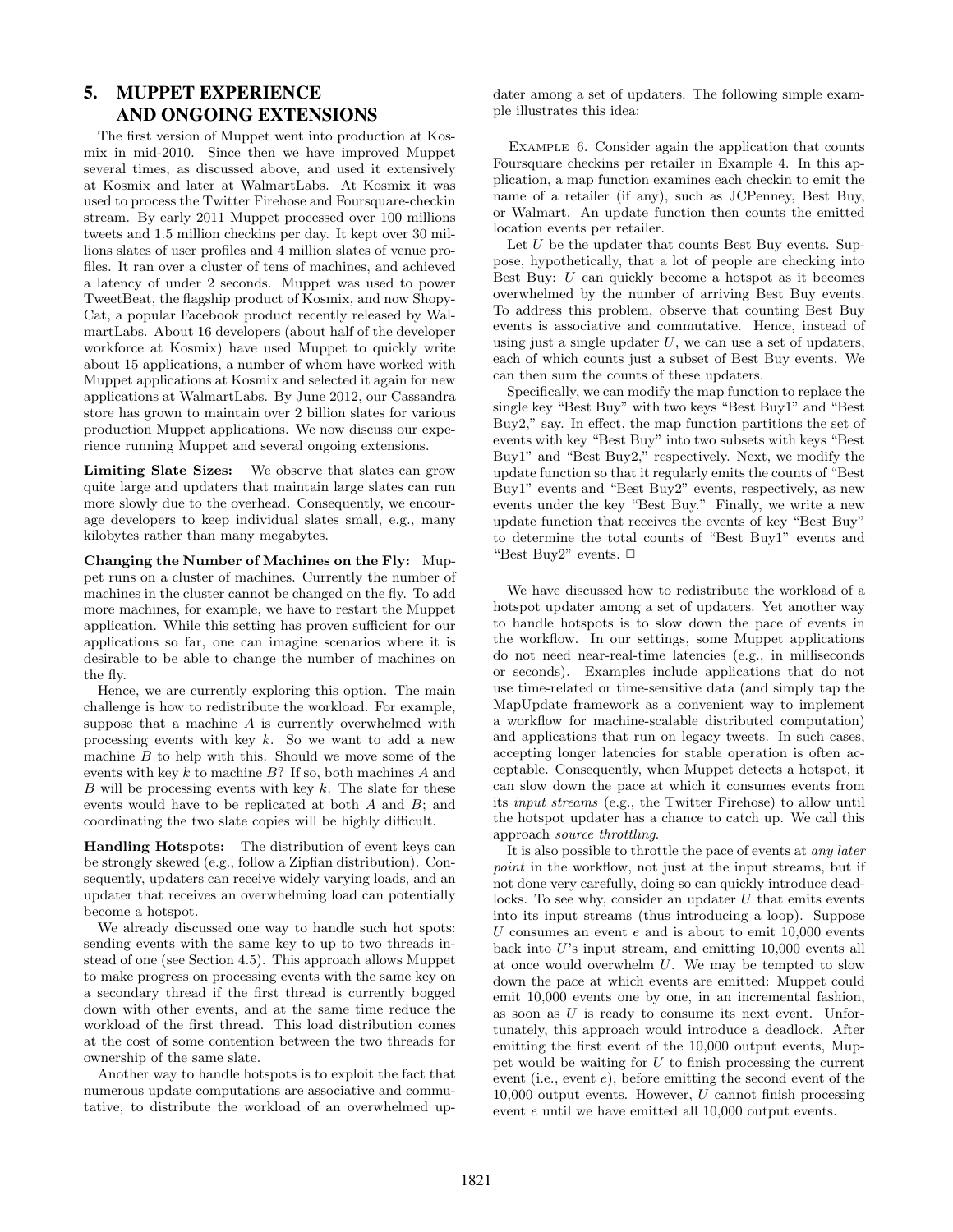## 5. MUPPET EXPERIENCE AND ONGOING EXTENSIONS

The first version of Muppet went into production at Kosmix in mid-2010. Since then we have improved Muppet several times, as discussed above, and used it extensively at Kosmix and later at WalmartLabs. At Kosmix it was used to process the Twitter Firehose and Foursquare-checkin stream. By early 2011 Muppet processed over 100 millions tweets and 1.5 million checkins per day. It kept over 30 millions slates of user profiles and 4 million slates of venue profiles. It ran over a cluster of tens of machines, and achieved a latency of under 2 seconds. Muppet was used to power TweetBeat, the flagship product of Kosmix, and now ShopyCat, a popular Facebook product recently released by WalmartLabs. About 16 developers (about half of the developer workforce at Kosmix) have used Muppet to quickly write about 15 applications, a number of whom have worked with Muppet applications at Kosmix and selected it again for new applications at WalmartLabs. By June 2012, our Cassandra store has grown to maintain over 2 billion slates for various production Muppet applications. We now discuss our experience running Muppet and several ongoing extensions.

**Limiting Slate Sizes:** We observe that slates can grow quite large and updaters that maintain large slates can run more slowly due to the overhead. Consequently, we encourage developers to keep individual slates small, e.g., many kilobytes rather than many megabytes.

**Changing the Number of Machines on the Fly:** Muppet runs on a cluster of machines. Currently the number of machines in the cluster cannot be changed on the fly. To add more machines, for example, we have to restart the Muppet application. While this setting has proven sufficient for our applications so far, one can imagine scenarios where it is desirable to be able to change the number of machines on the fly.

Hence, we are currently exploring this option. The main challenge is how to redistribute the workload. For example, suppose that a machine $A$ is currently overwhelmed with processing events with key $k$. So we want to add a new machine $B$ to help with this. Should we move some of the events with key $k$ to machine $B$? If so, both machines $A$ and $B$ will be processing events with key $k$. The slate for these events would have to be replicated at both $A$ and $B$; and coordinating the two slate copies will be highly difficult.

**Handling Hotspots:** The distribution of event keys can be strongly skewed (e.g., follow a Zipfian distribution). Consequently, updaters can receive widely varying loads, and an updater that receives an overwhelming load can potentially become a hotspot.

We already discussed one way to handle such hot spots: sending events with the same key to up to two threads instead of one (see Section 4.5). This approach allows Muppet to make progress on processing events with the same key on a secondary thread if the first thread is currently bogged down with other events, and at the same time reduce the workload of the first thread. This load distribution comes at the cost of some contention between the two threads for ownership of the same slate.

Another way to handle hotspots is to exploit the fact that numerous update computations are associative and commutative, to distribute the workload of an overwhelmed updater among a set of updaters. The following simple example illustrates this idea:

Example 6. Consider again the application that counts Foursquare checkins per retailer in Example 4. In this application, a map function examines each checkin to emit the name of a retailer (if any), such as JCPenney, Best Buy, or Walmart. An update function then counts the emitted location events per retailer.

Let $U$ be the updater that counts Best Buy events. Suppose, hypothetically, that a lot of people are checking into Best Buy: $U$ can quickly become a hotspot as it becomes overwhelmed by the number of arriving Best Buy events. To address this problem, observe that counting Best Buy events is associative and commutative. Hence, instead of using just a single updater $U$, we can use a set of updaters, each of which counts just a subset of Best Buy events. We can then sum the counts of these updaters.

Specifically, we can modify the map function to replace the single key "Best Buy" with two keys "Best Buy1" and "Best Buy2," say. In effect, the map function partitions the set of events with key "Best Buy" into two subsets with keys "Best Buy1" and "Best Buy2," respectively. Next, we modify the update function so that it regularly emits the counts of "Best Buy1" events and "Best Buy2" events, respectively, as new events under the key "Best Buy." Finally, we write a new update function that receives the events of key "Best Buy" to determine the total counts of "Best Buy1" events and "Best Buy2" events. □

We have discussed how to redistribute the workload of a hotspot updater among a set of updaters. Yet another way to handle hotspots is to slow down the pace of events in the workflow. In our settings, some Muppet applications do not need near-real-time latencies (e.g., in milliseconds or seconds). Examples include applications that do not use time-related or time-sensitive data (and simply tap the MapUpdate framework as a convenient way to implement a workflow for machine-scalable distributed computation) and applications that run on legacy tweets. In such cases, accepting longer latencies for stable operation is often acceptable. Consequently, when Muppet detects a hotspot, it can slow down the pace at which it consumes events from its *input streams* (e.g., the Twitter Firehose) to allow until the hotspot updater has a chance to catch up. We call this approach *source throttling*.

It is also possible to throttle the pace of events at *any later point* in the workflow, not just at the input streams, but if not done very carefully, doing so can quickly introduce deadlocks. To see why, consider an updater $U$ that emits events into its input streams (thus introducing a loop). Suppose $U$ consumes an event $e$ and is about to emit 10,000 events back into $U$'s input stream, and emitting 10,000 events all at once would overwhelm $U$. We may be tempted to slow down the pace at which events are emitted: Muppet could emit 10,000 events one by one, in an incremental fashion, as soon as $U$ is ready to consume its next event. Unfortunately, this approach would introduce a deadlock. After emitting the first event of the 10,000 output events, Muppet would be waiting for $U$ to finish processing the current event (i.e., event $e$), before emitting the second event of the 10,000 output events. However, $U$ cannot finish processing event $e$ until we have emitted all 10,000 output events.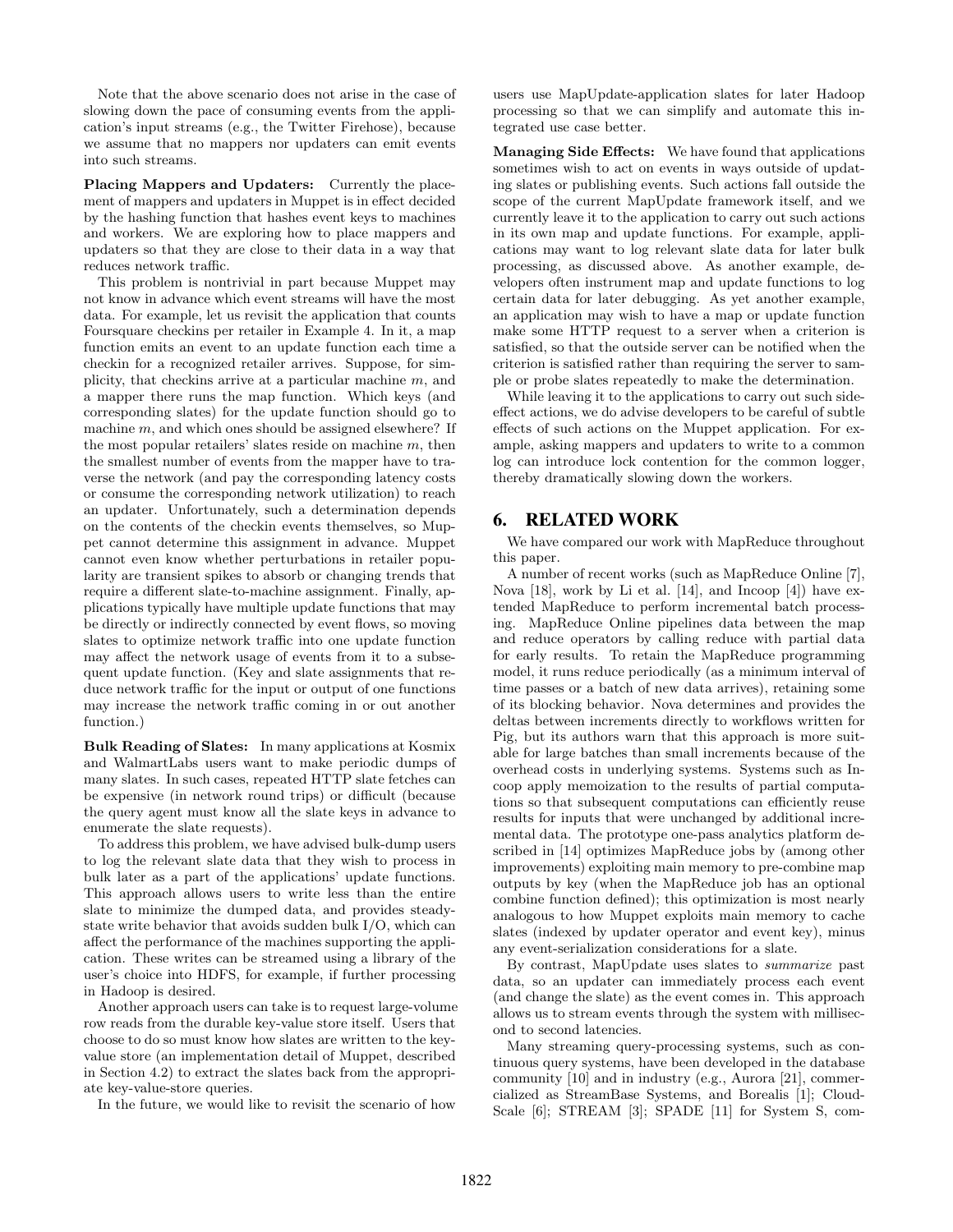Note that the above scenario does not arise in the case of slowing down the pace of consuming events from the application's input streams (e.g., the Twitter Firehose), because we assume that no mappers nor updaters can emit events into such streams.

**Placing Mappers and Updaters:** Currently the placement of mappers and updaters in Muppet is in effect decided by the hashing function that hashes event keys to machines and workers. We are exploring how to place mappers and updaters so that they are close to their data in a way that reduces network traffic.

This problem is nontrivial in part because Muppet may not know in advance which event streams will have the most data. For example, let us revisit the application that counts Foursquare checkins per retailer in Example 4. In it, a map function emits an event to an update function each time a checkin for a recognized retailer arrives. Suppose, for simplicity, that checkins arrive at a particular machine $m$, and a mapper there runs the map function. Which keys (and corresponding slates) for the update function should go to machine $m$, and which ones should be assigned elsewhere? If the most popular retailers' slates reside on machine $m$, then the smallest number of events from the mapper have to traverse the network (and pay the corresponding latency costs or consume the corresponding network utilization) to reach an updater. Unfortunately, such a determination depends on the contents of the checkin events themselves, so Muppet cannot determine this assignment in advance. Muppet cannot even know whether perturbations in retailer popularity are transient spikes to absorb or changing trends that require a different slate-to-machine assignment. Finally, applications typically have multiple update functions that may be directly or indirectly connected by event flows, so moving slates to optimize network traffic into one update function may affect the network usage of events from it to a subsequent update function. (Key and slate assignments that reduce network traffic for the input or output of one functions may increase the network traffic coming in or out another function.)

**Bulk Reading of Slates:** In many applications at Kosmix and WalmartLabs users want to make periodic dumps of many slates. In such cases, repeated HTTP slate fetches can be expensive (in network round trips) or difficult (because the query agent must know all the slate keys in advance to enumerate the slate requests).

To address this problem, we have advised bulk-dump users to log the relevant slate data that they wish to process in bulk later as a part of the applications' update functions. This approach allows users to write less than the entire slate to minimize the dumped data, and provides steady-state write behavior that avoids sudden bulk I/O, which can affect the performance of the machines supporting the application. These writes can be streamed using a library of the user's choice into HDFS, for example, if further processing in Hadoop is desired.

Another approach users can take is to request large-volume row reads from the durable key-value store itself. Users that choose to do so must know how slates are written to the key-value store (an implementation detail of Muppet, described in Section 4.2) to extract the slates back from the appropriate key-value-store queries.

In the future, we would like to revisit the scenario of how users use MapUpdate-application slates for later Hadoop processing so that we can simplify and automate this integrated use case better.

**Managing Side Effects:** We have found that applications sometimes wish to act on events in ways outside of updating slates or publishing events. Such actions fall outside the scope of the current MapUpdate framework itself, and we currently leave it to the application to carry out such actions in its own map and update functions. For example, applications may want to log relevant slate data for later bulk processing, as discussed above. As another example, developers often instrument map and update functions to log certain data for later debugging. As yet another example, an application may wish to have a map or update function make some HTTP request to a server when a criterion is satisfied, so that the outside server can be notified when the criterion is satisfied rather than requiring the server to sample or probe slates repeatedly to make the determination.

While leaving it to the applications to carry out such side-effect actions, we do advise developers to be careful of subtle effects of such actions on the Muppet application. For example, asking mappers and updaters to write to a common log can introduce lock contention for the common logger, thereby dramatically slowing down the workers.

## 6. RELATED WORK

We have compared our work with MapReduce throughout this paper.

A number of recent works (such as MapReduce Online [7], Nova [18], work by Li et al. [14], and Incoop [4]) have extended MapReduce to perform incremental batch processing. MapReduce Online pipelines data between the map and reduce operators by calling reduce with partial data for early results. To retain the MapReduce programming model, it runs reduce periodically (as a minimum interval of time passes or a batch of new data arrives), retaining some of its blocking behavior. Nova determines and provides the deltas between increments directly to workflows written for Pig, but its authors warn that this approach is more suitable for large batches than small increments because of the overhead costs in underlying systems. Systems such as Incoop apply memoization to the results of partial computations so that subsequent computations can efficiently reuse results for inputs that were unchanged by additional incremental data. The prototype one-pass analytics platform described in [14] optimizes MapReduce jobs by (among other improvements) exploiting main memory to pre-combine map outputs by key (when the MapReduce job has an optional combine function defined); this optimization is most nearly analogous to how Muppet exploits main memory to cache slates (indexed by updater operator and event key), minus any event-serialization considerations for a slate.

By contrast, MapUpdate uses slates to *summarize* past data, so an updater can immediately process each event (and change the slate) as the event comes in. This approach allows us to stream events through the system with millisecond to second latencies.

Many streaming query-processing systems, such as continuous query systems, have been developed in the database community [10] and in industry (e.g., Aurora [21], commercialized as StreamBase Systems, and Borealis [1]; CloudScale [6]; STREAM [3]; SPADE [11] for System S, com-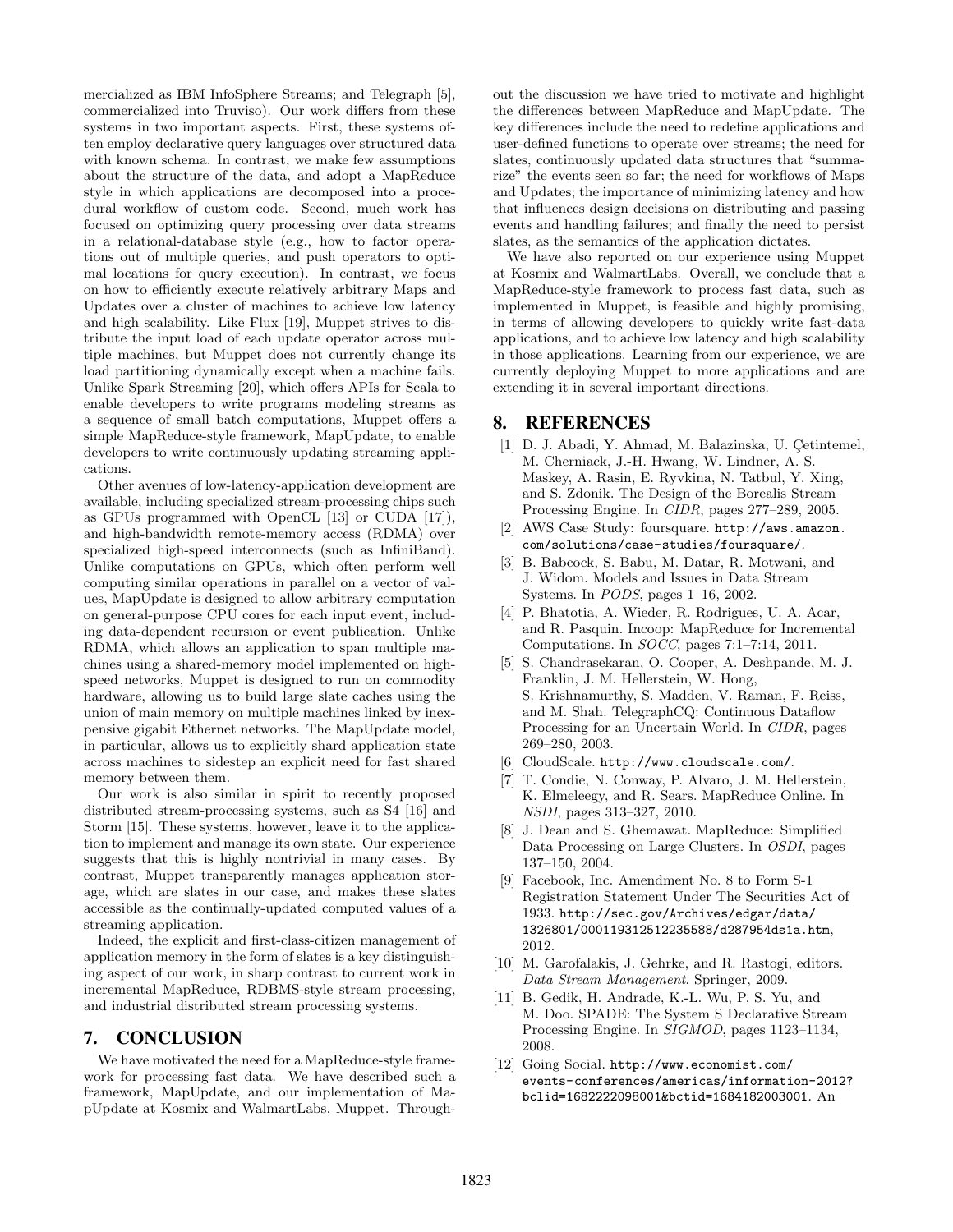mercialized as IBM InfoSphere Streams; and Telegraph [5], commercialized into Truviso). Our work differs from these systems in two important aspects. First, these systems often employ declarative query languages over structured data with known schema. In contrast, we make few assumptions about the structure of the data, and adopt a MapReduce style in which applications are decomposed into a procedural workflow of custom code. Second, much work has focused on optimizing query processing over data streams in a relational-database style (e.g., how to factor operations out of multiple queries, and push operators to optimal locations for query execution). In contrast, we focus on how to efficiently execute relatively arbitrary Maps and Updates over a cluster of machines to achieve low latency and high scalability. Like Flux [19], Muppet strives to distribute the input load of each update operator across multiple machines, but Muppet does not currently change its load partitioning dynamically except when a machine fails. Unlike Spark Streaming [20], which offers APIs for Scala to enable developers to write programs modeling streams as a sequence of small batch computations, Muppet offers a simple MapReduce-style framework, MapUpdate, to enable developers to write continuously updating streaming applications.

Other avenues of low-latency-application development are available, including specialized stream-processing chips such as GPUs programmed with OpenCL [13] or CUDA [17]), and high-bandwidth remote-memory access (RDMA) over specialized high-speed interconnects (such as InfiniBand). Unlike computations on GPUs, which often perform well computing similar operations in parallel on a vector of values, MapUpdate is designed to allow arbitrary computation on general-purpose CPU cores for each input event, including data-dependent recursion or event publication. Unlike RDMA, which allows an application to span multiple machines using a shared-memory model implemented on high-speed networks, Muppet is designed to run on commodity hardware, allowing us to build large slate caches using the union of main memory on multiple machines linked by inexpensive gigabit Ethernet networks. The MapUpdate model, in particular, allows us to explicitly shard application state across machines to sidestep an explicit need for fast shared memory between them.

Our work is also similar in spirit to recently proposed distributed stream-processing systems, such as S4 [16] and Storm [15]. These systems, however, leave it to the application to implement and manage its own state. Our experience suggests that this is highly nontrivial in many cases. By contrast, Muppet transparently manages application storage, which are slates in our case, and makes these slates accessible as the continually-updated computed values of a streaming application.

Indeed, the explicit and first-class-citizen management of application memory in the form of slates is a key distinguishing aspect of our work, in sharp contrast to current work in incremental MapReduce, RDBMS-style stream processing, and industrial distributed stream processing systems.

## 7. CONCLUSION

We have motivated the need for a MapReduce-style framework for processing fast data. We have described such a framework, MapUpdate, and our implementation of MapUpdate at Kosmix and WalmartLabs, Muppet. Throughout the discussion we have tried to motivate and highlight the differences between MapReduce and MapUpdate. The key differences include the need to redefine applications and user-defined functions to operate over streams; the need for slates, continuously updated data structures that "summarize" the events seen so far; the need for workflows of Maps and Updates; the importance of minimizing latency and how that influences design decisions on distributing and passing events and handling failures; and finally the need to persist slates, as the semantics of the application dictates.

We have also reported on our experience using Muppet at Kosmix and WalmartLabs. Overall, we conclude that a MapReduce-style framework to process fast data, such as implemented in Muppet, is feasible and highly promising, in terms of allowing developers to quickly write fast-data applications, and to achieve low latency and high scalability in those applications. Learning from our experience, we are currently deploying Muppet to more applications and are extending it in several important directions.

## 8. REFERENCES

[1] D. J. Abadi, Y. Ahmad, M. Balazinska, U. Çetintemel, M. Cherniack, J.-H. Hwang, W. Lindner, A. S. Maskey, A. Rasin, E. Ryvkina, N. Tatbul, Y. Xing, and S. Zdonik. The Design of the Borealis Stream Processing Engine. In *CIDR*, pages 277–289, 2005.

[2] AWS Case Study: foursquare. http://aws.amazon.com/solutions/case-studies/foursquare/.

[3] B. Babcock, S. Babu, M. Datar, R. Motwani, and J. Widom. Models and Issues in Data Stream Systems. In *PODS*, pages 1–16, 2002.

[4] P. Bhatotia, A. Wieder, R. Rodrigues, U. A. Acar, and R. Pasquin. Incoop: MapReduce for Incremental Computations. In *SOCC*, pages 7:1–7:14, 2011.

[5] S. Chandrasekaran, O. Cooper, A. Deshpande, M. J. Franklin, J. M. Hellerstein, W. Hong, S. Krishnamurthy, S. Madden, V. Raman, F. Reiss, and M. Shah. TelegraphCQ: Continuous Dataflow Processing for an Uncertain World. In *CIDR*, pages 269–280, 2003.

[6] CloudScale. http://www.cloudscale.com/.

[7] T. Condie, N. Conway, P. Alvaro, J. M. Hellerstein, K. Elmeleegy, and R. Sears. MapReduce Online. In *NSDI*, pages 313–327, 2010.

[8] J. Dean and S. Ghemawat. MapReduce: Simplified Data Processing on Large Clusters. In *OSDI*, pages 137–150, 2004.

[9] Facebook, Inc. Amendment No. 8 to Form S-1 Registration Statement Under The Securities Act of 1933. http://sec.gov/Archives/edgar/data/1326801/000119312512235588/d287954ds1a.htm, 2012.

[10] M. Garofalakis, J. Gehrke, and R. Rastogi, editors. *Data Stream Management*. Springer, 2009.

[11] B. Gedik, H. Andrade, K.-L. Wu, P. S. Yu, and M. Doo. SPADE: The System S Declarative Stream Processing Engine. In *SIGMOD*, pages 1123–1134, 2008.

[12] Going Social. http://www.economist.com/events-conferences/americas/information-2012?bclid=1682222098001&bctid=1684182003001. An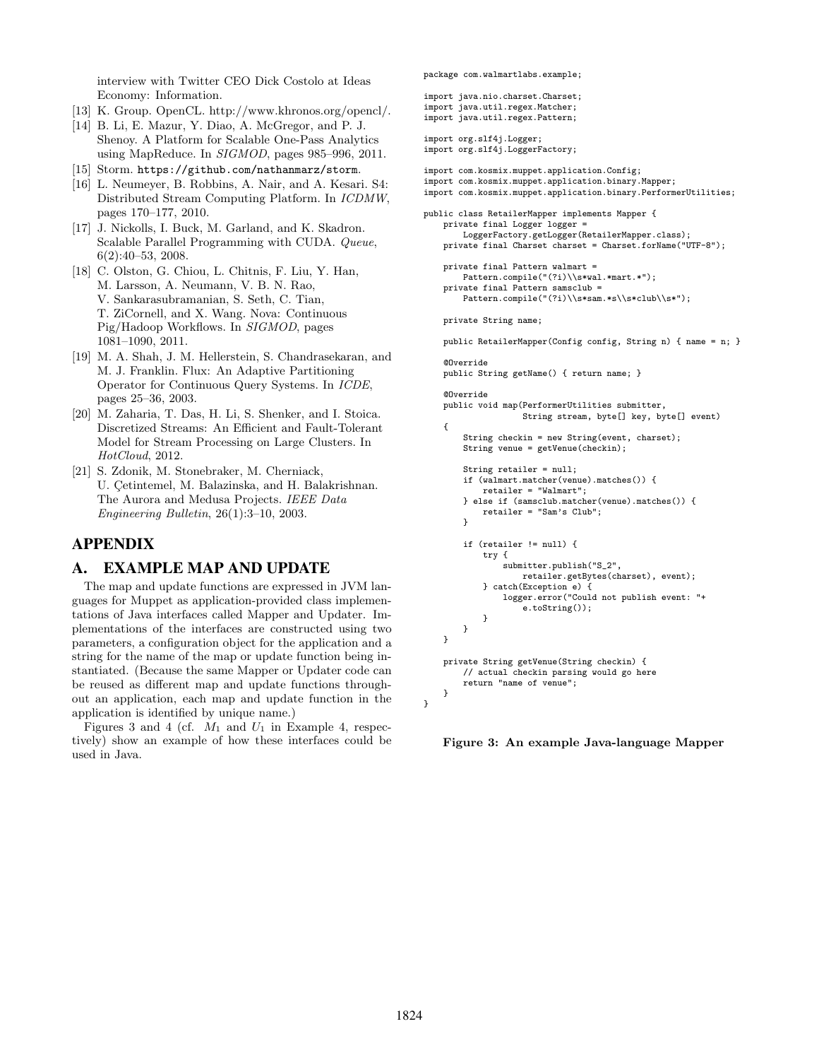interview with Twitter CEO Dick Costolo at Ideas Economy: Information.

[13] K. Group. OpenCL. http://www.khronos.org/opencl/.

[14] B. Li, E. Mazur, Y. Diao, A. McGregor, and P. J. Shenoy. A Platform for Scalable One-Pass Analytics using MapReduce. In *SIGMOD*, pages 985–996, 2011.

[15] Storm. https://github.com/nathanmarz/storm.

[16] L. Neumeyer, B. Robbins, A. Nair, and A. Kesari. S4: Distributed Stream Computing Platform. In *ICDMW*, pages 170–177, 2010.

[17] J. Nickolls, I. Buck, M. Garland, and K. Skadron. Scalable Parallel Programming with CUDA. *Queue*, 6(2):40–53, 2008.

[18] C. Olston, G. Chiou, L. Chitnis, F. Liu, Y. Han, M. Larsson, A. Neumann, V. B. N. Rao, V. Sankarasubramanian, S. Seth, C. Tian, T. ZiCornell, and X. Wang. Nova: Continuous Pig/Hadoop Workflows. In *SIGMOD*, pages 1081–1090, 2011.

[19] M. A. Shah, J. M. Hellerstein, S. Chandrasekaran, and M. J. Franklin. Flux: An Adaptive Partitioning Operator for Continuous Query Systems. In *ICDE*, pages 25–36, 2003.

[20] M. Zaharia, T. Das, H. Li, S. Shenker, and I. Stoica. Discretized Streams: An Efficient and Fault-Tolerant Model for Stream Processing on Large Clusters. In *HotCloud*, 2012.

[21] S. Zdonik, M. Stonebraker, M. Cherniack, U. Çetintemel, M. Balazinska, and H. Balakrishnan. The Aurora and Medusa Projects. *IEEE Data Engineering Bulletin*, 26(1):3–10, 2003.

# APPENDIX

## A. EXAMPLE MAP AND UPDATE

The map and update functions are expressed in JVM languages for Muppet as application-provided class implementations of Java interfaces called Mapper and Updater. Implementations of the interfaces are constructed using two parameters, a configuration object for the application and a string for the name of the map or update function being instantiated. (Because the same Mapper or Updater code can be reused as different map and update functions throughout an application, each map and update function in the application is identified by unique name.)

Figures 3 and 4 (cf. $M_1$ and $U_1$ in Example 4, respectively) show an example of how these interfaces could be used in Java.

```
package com.walmartlabs.example;

import java.nio.charset.Charset;
import java.util.regex.Matcher;
import java.util.regex.Pattern;

import org.slf4j.Logger;
import org.slf4j.LoggerFactory;

import com.kosmix.muppet.application.Config;
import com.kosmix.muppet.application.binary.Mapper;
import com.kosmix.muppet.application.binary.PerformerUtilities;

public class RetailerMapper implements Mapper {
    private final Logger logger =
        LoggerFactory.getLogger(RetailerMapper.class);
    private final Charset charset = Charset.forName("UTF-8");

    private final Pattern walmart =
        Pattern.compile("(?i)\\s*wal.*mart.*");
    private final Pattern samsclub =
        Pattern.compile("(?i)\\s*sam.*s\\s*club\\s*");

    private String name;

    public RetailerMapper(Config config, String n) { name = n; }

    @Override
    public String getName() { return name; }

    @Override
    public void map(PerformerUtilities submitter,
                    String stream, byte[] key, byte[] event)
    {
        String checkin = new String(event, charset);
        String venue = getVenue(checkin);

        String retailer = null;
        if (walmart.matcher(venue).matches()) {
            retailer = "Walmart";
        } else if (samsclub.matcher(venue).matches()) {
            retailer = "Sam's Club";
        }

        if (retailer != null) {
            try {
                submitter.publish("S_2",
                    retailer.getBytes(charset), event);
            } catch(Exception e) {
                logger.error("Could not publish event: "+
                    e.toString());
            }
        }
    }

    private String getVenue(String checkin) {
        // actual checkin parsing would go here
        return "name of venue";
    }
}
```

**Figure 3: An example Java-language Mapper**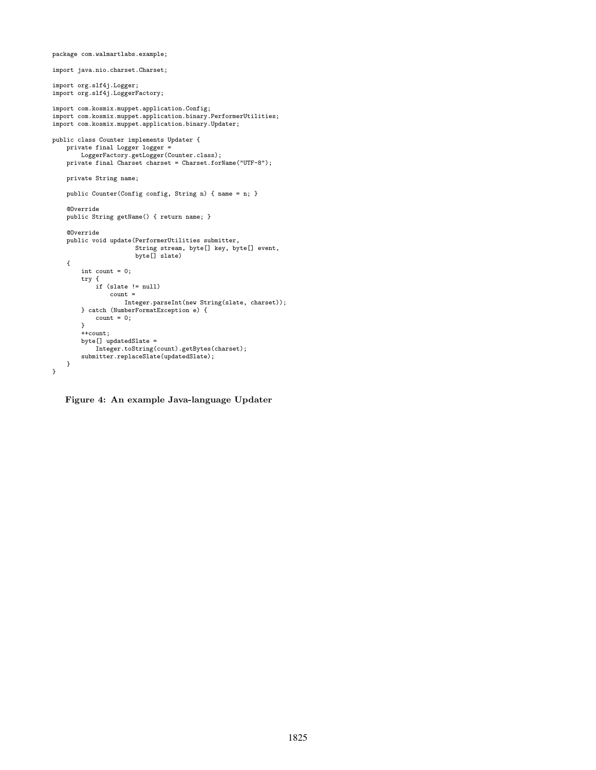```java
package com.walmartlabs.example;

import java.nio.charset.Charset;

import org.slf4j.Logger;
import org.slf4j.LoggerFactory;

import com.kosmix.muppet.application.Config;
import com.kosmix.muppet.application.binary.PerformerUtilities;
import com.kosmix.muppet.application.binary.Updater;

public class Counter implements Updater {
    private final Logger logger =
        LoggerFactory.getLogger(Counter.class);
    private final Charset charset = Charset.forName("UTF-8");

    private String name;

    public Counter(Config config, String n) { name = n; }

    @Override
    public String getName() { return name; }

    @Override
    public void update(PerformerUtilities submitter,
                       String stream, byte[] key, byte[] event,
                       byte[] slate)
    {
        int count = 0;
        try {
            if (slate != null)
                count =
                    Integer.parseInt(new String(slate, charset));
        } catch (NumberFormatException e) {
            count = 0;
        }
        ++count;
        byte[] updatedSlate =
            Integer.toString(count).getBytes(charset);
        submitter.replaceSlate(updatedSlate);
    }
}
```

**Figure 4: An example Java-language Updater**